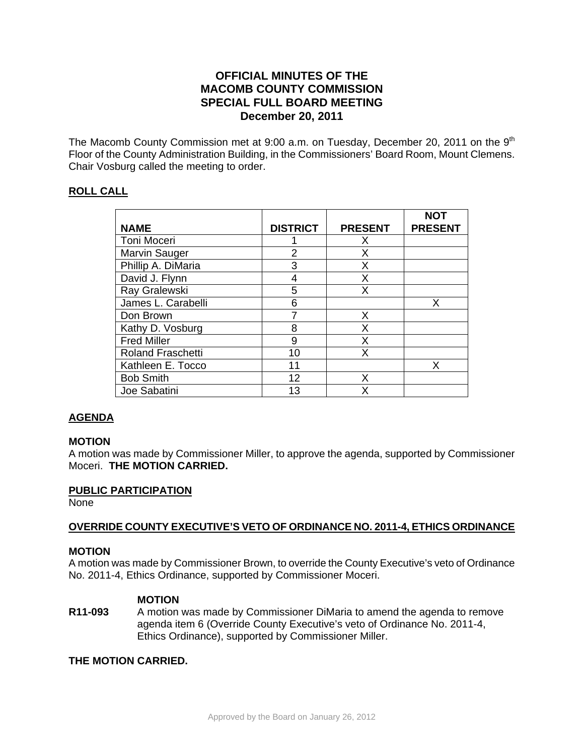# OFFICIAL MINUTES OF THE MACOMB COUNTY COMMISSION SPECIAL FULL BOARD MEETING December 20, 2011

The Macomb County Commission met at 9:00 a.m. on Tuesday, December 20, 2011 on the 9th Floor of the County Administration Building, in the Commissioners' Board Room, Mount Clemens. Chair Vosburg called the meeting to order.

## ROLL CALL

| NAME | DISTRICT | PRESENT | NOT PRESENT |
|---|---|---|---|
| Toni Moceri | 1 | X | |
| Marvin Sauger | 2 | X | |
| Phillip A. DiMaria | 3 | X | |
| David J. Flynn | 4 | X | |
| Ray Gralewski | 5 | X | |
| James L. Carabelli | 6 | | X |
| Don Brown | 7 | X | |
| Kathy D. Vosburg | 8 | X | |
| Fred Miller | 9 | X | |
| Roland Fraschetti | 10 | X | |
| Kathleen E. Tocco | 11 | | X |
| Bob Smith | 12 | X | |
| Joe Sabatini | 13 | X | |

## AGENDA

**MOTION**
A motion was made by Commissioner Miller, to approve the agenda, supported by Commissioner Moceri. **THE MOTION CARRIED.**

## PUBLIC PARTICIPATION

None

## OVERRIDE COUNTY EXECUTIVE'S VETO OF ORDINANCE NO. 2011-4, ETHICS ORDINANCE

**MOTION**
A motion was made by Commissioner Brown, to override the County Executive's veto of Ordinance No. 2011-4, Ethics Ordinance, supported by Commissioner Moceri.

**MOTION**

**R11-093** A motion was made by Commissioner DiMaria to amend the agenda to remove agenda item 6 (Override County Executive's veto of Ordinance No. 2011-4, Ethics Ordinance), supported by Commissioner Miller.

**THE MOTION CARRIED.**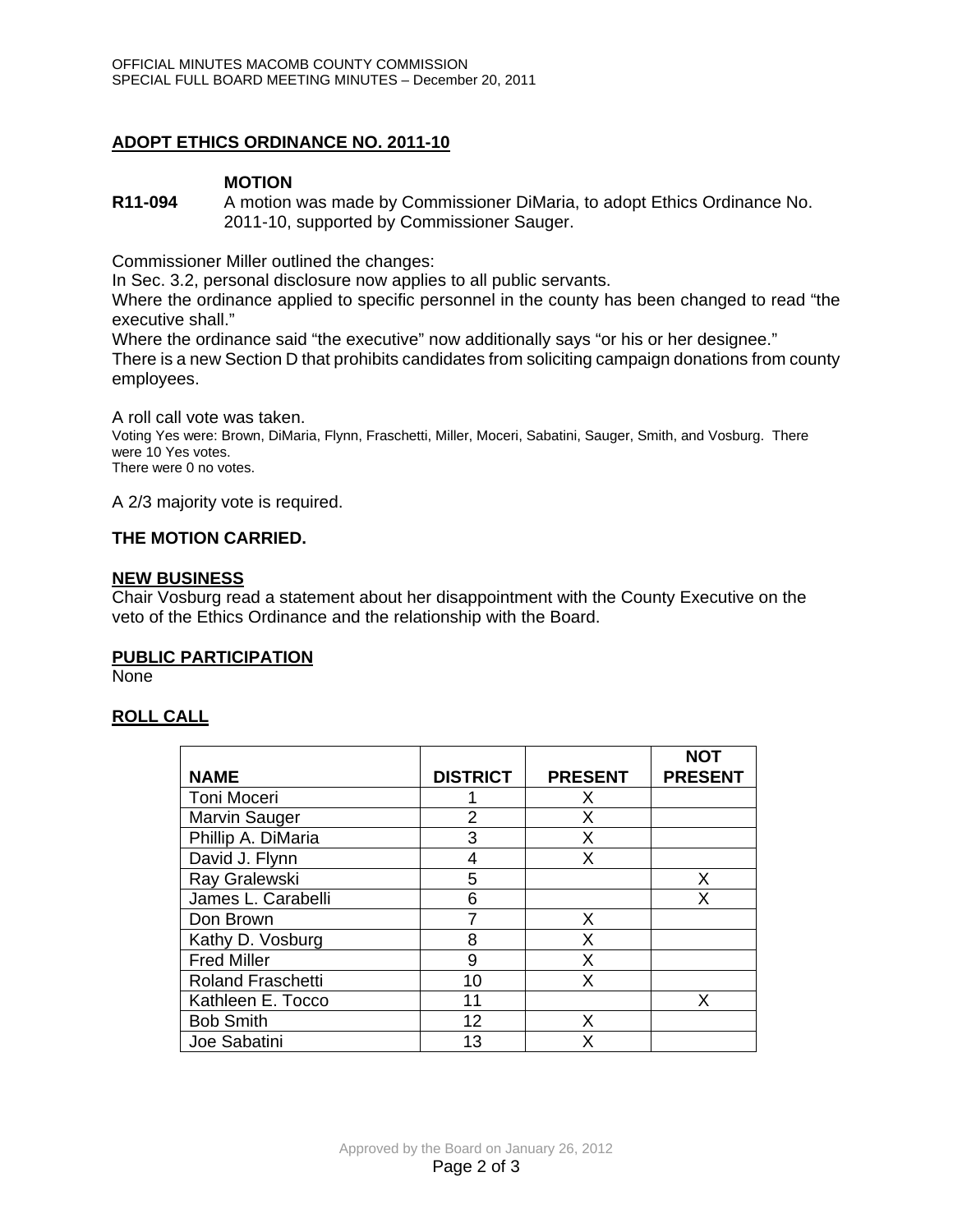## ADOPT ETHICS ORDINANCE NO. 2011-10

**MOTION**

**R11-094** A motion was made by Commissioner DiMaria, to adopt Ethics Ordinance No. 2011-10, supported by Commissioner Sauger.

Commissioner Miller outlined the changes:
In Sec. 3.2, personal disclosure now applies to all public servants.
Where the ordinance applied to specific personnel in the county has been changed to read "the executive shall."
Where the ordinance said "the executive" now additionally says "or his or her designee."
There is a new Section D that prohibits candidates from soliciting campaign donations from county employees.

A roll call vote was taken.
Voting Yes were: Brown, DiMaria, Flynn, Fraschetti, Miller, Moceri, Sabatini, Sauger, Smith, and Vosburg. There were 10 Yes votes.
There were 0 no votes.

A 2/3 majority vote is required.

**THE MOTION CARRIED.**

## NEW BUSINESS

Chair Vosburg read a statement about her disappointment with the County Executive on the veto of the Ethics Ordinance and the relationship with the Board.

## PUBLIC PARTICIPATION

None

## ROLL CALL

| NAME | DISTRICT | PRESENT | NOT PRESENT |
|---|---|---|---|
| Toni Moceri | 1 | X | |
| Marvin Sauger | 2 | X | |
| Phillip A. DiMaria | 3 | X | |
| David J. Flynn | 4 | X | |
| Ray Gralewski | 5 | | X |
| James L. Carabelli | 6 | | X |
| Don Brown | 7 | X | |
| Kathy D. Vosburg | 8 | X | |
| Fred Miller | 9 | X | |
| Roland Fraschetti | 10 | X | |
| Kathleen E. Tocco | 11 | | X |
| Bob Smith | 12 | X | |
| Joe Sabatini | 13 | X | |

Approved by the Board on January 26, 2012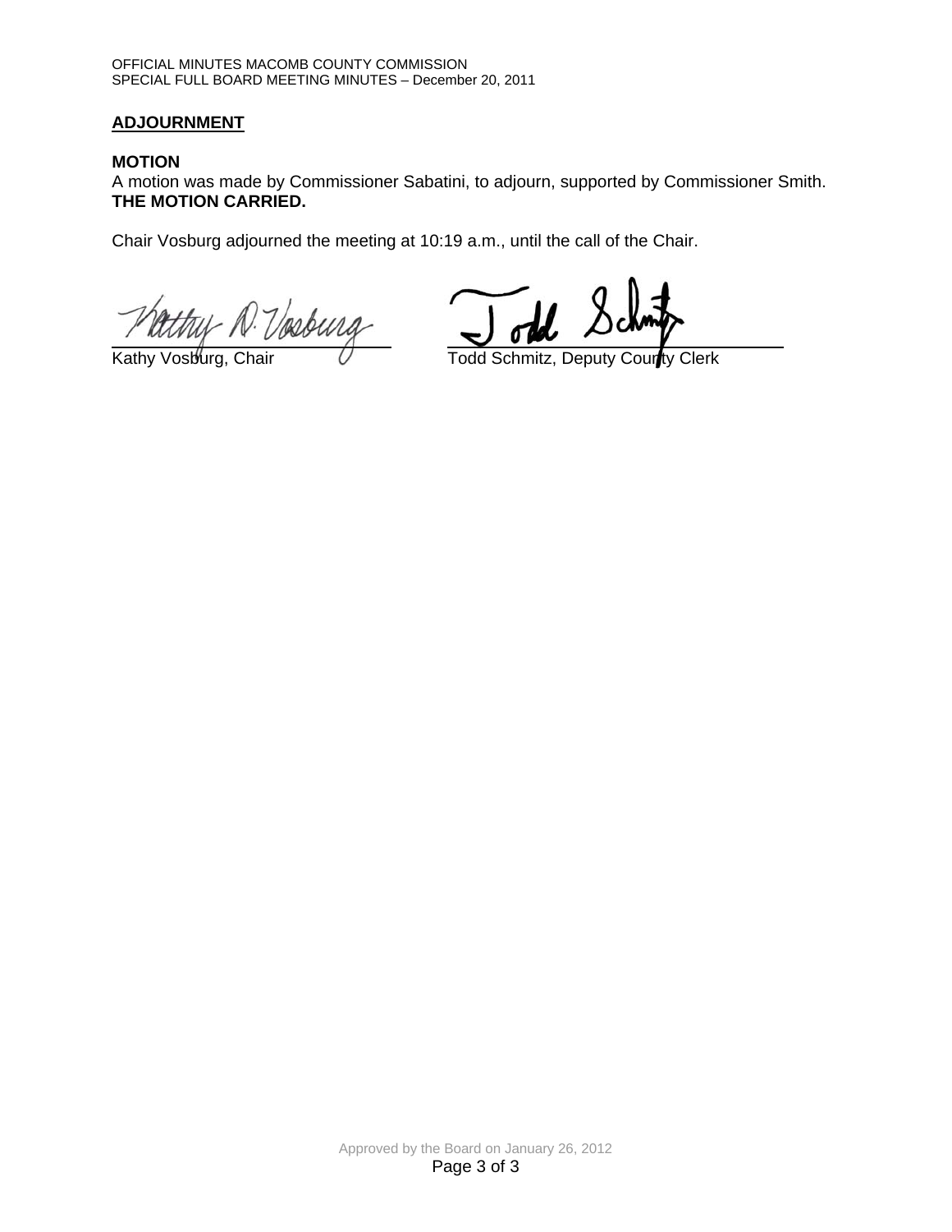## ADJOURNMENT

**MOTION**

A motion was made by Commissioner Sabatini, to adjourn, supported by Commissioner Smith.
**THE MOTION CARRIED.**

Chair Vosburg adjourned the meeting at 10:19 a.m., until the call of the Chair.

Kathy Vosburg, Chair

Todd Schmitz, Deputy County Clerk

Approved by the Board on January 26, 2012